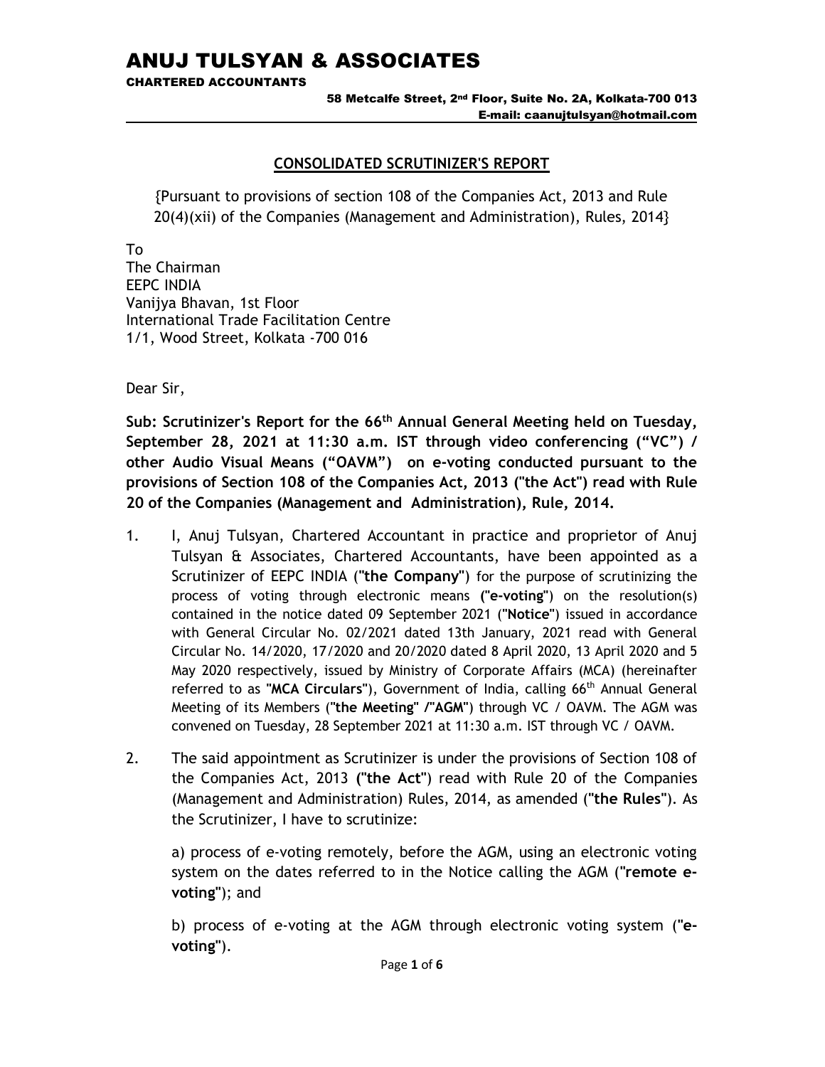# ANUJ TULSYAN & ASSOCIATES

**CHARTERED ACCOUNTANTS**

58 Metcalfe Street, 2nd Floor, Suite No. 2A, Kolkata-700 013
E-mail: caanujtulsyan@hotmail.com

## CONSOLIDATED SCRUTINIZER'S REPORT

{Pursuant to provisions of section 108 of the Companies Act, 2013 and Rule 20(4)(xii) of the Companies (Management and Administration), Rules, 2014}

To
The Chairman
EEPC INDIA
Vanijya Bhavan, 1st Floor
International Trade Facilitation Centre
1/1, Wood Street, Kolkata -700 016

Dear Sir,

**Sub: Scrutinizer's Report for the 66th Annual General Meeting held on Tuesday, September 28, 2021 at 11:30 a.m. IST through video conferencing ("VC") / other Audio Visual Means ("OAVM") on e-voting conducted pursuant to the provisions of Section 108 of the Companies Act, 2013 ("the Act") read with Rule 20 of the Companies (Management and Administration), Rule, 2014.**

1. I, Anuj Tulsyan, Chartered Accountant in practice and proprietor of Anuj Tulsyan & Associates, Chartered Accountants, have been appointed as a Scrutinizer of EEPC INDIA (**"the Company"**) for the purpose of scrutinizing the process of voting through electronic means **("e-voting"**) on the resolution(s) contained in the notice dated 09 September 2021 (**"Notice"**) issued in accordance with General Circular No. 02/2021 dated 13th January, 2021 read with General Circular No. 14/2020, 17/2020 and 20/2020 dated 8 April 2020, 13 April 2020 and 5 May 2020 respectively, issued by Ministry of Corporate Affairs (MCA) (hereinafter referred to as **"MCA Circulars"**), Government of India, calling 66th Annual General Meeting of its Members (**"the Meeting" /"AGM"**) through VC / OAVM. The AGM was convened on Tuesday, 28 September 2021 at 11:30 a.m. IST through VC / OAVM.

2. The said appointment as Scrutinizer is under the provisions of Section 108 of the Companies Act, 2013 **("the Act"**) read with Rule 20 of the Companies (Management and Administration) Rules, 2014, as amended (**"the Rules"**). As the Scrutinizer, I have to scrutinize:

   a) process of e-voting remotely, before the AGM, using an electronic voting system on the dates referred to in the Notice calling the AGM (**"remote e-voting"**); and

   b) process of e-voting at the AGM through electronic voting system (**"e-voting"**).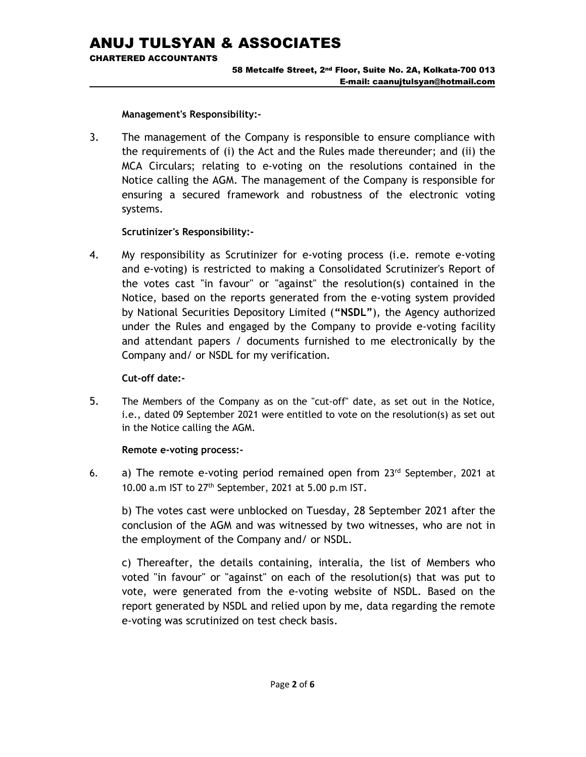**Management's Responsibility:-**

3. The management of the Company is responsible to ensure compliance with the requirements of (i) the Act and the Rules made thereunder; and (ii) the MCA Circulars; relating to e-voting on the resolutions contained in the Notice calling the AGM. The management of the Company is responsible for ensuring a secured framework and robustness of the electronic voting systems.

**Scrutinizer's Responsibility:-**

4. My responsibility as Scrutinizer for e-voting process (i.e. remote e-voting and e-voting) is restricted to making a Consolidated Scrutinizer's Report of the votes cast "in favour" or "against" the resolution(s) contained in the Notice, based on the reports generated from the e-voting system provided by National Securities Depository Limited (**"NSDL"**), the Agency authorized under the Rules and engaged by the Company to provide e-voting facility and attendant papers / documents furnished to me electronically by the Company and/ or NSDL for my verification.

**Cut-off date:-**

5. The Members of the Company as on the "cut-off" date, as set out in the Notice, i.e., dated 09 September 2021 were entitled to vote on the resolution(s) as set out in the Notice calling the AGM.

**Remote e-voting process:-**

6. a) The remote e-voting period remained open from 23rd September, 2021 at 10.00 a.m IST to 27th September, 2021 at 5.00 p.m IST.

   b) The votes cast were unblocked on Tuesday, 28 September 2021 after the conclusion of the AGM and was witnessed by two witnesses, who are not in the employment of the Company and/ or NSDL.

   c) Thereafter, the details containing, interalia, the list of Members who voted "in favour" or "against" on each of the resolution(s) that was put to vote, were generated from the e-voting website of NSDL. Based on the report generated by NSDL and relied upon by me, data regarding the remote e-voting was scrutinized on test check basis.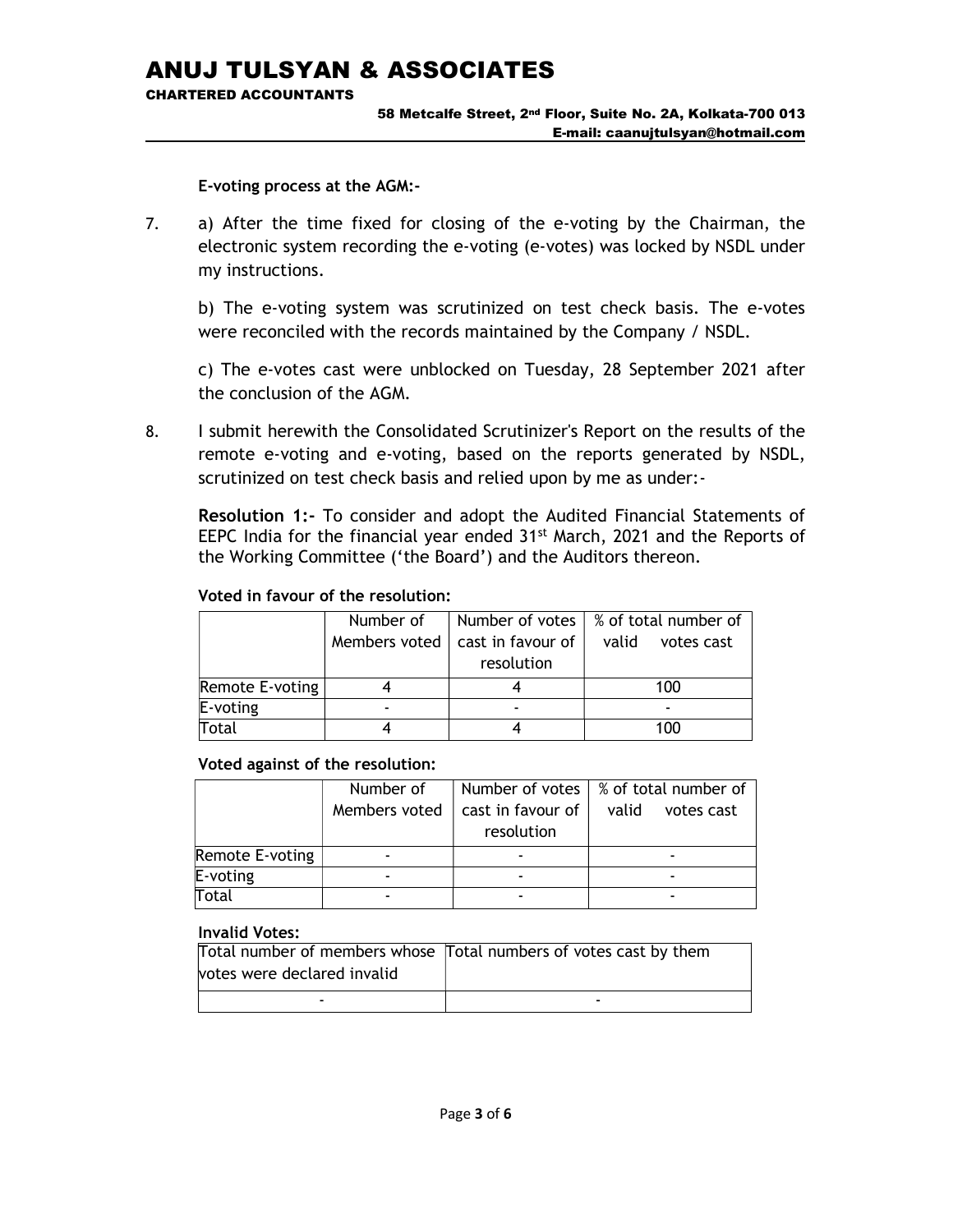**E-voting process at the AGM:-**

7. a) After the time fixed for closing of the e-voting by the Chairman, the electronic system recording the e-voting (e-votes) was locked by NSDL under my instructions.

   b) The e-voting system was scrutinized on test check basis. The e-votes were reconciled with the records maintained by the Company / NSDL.

   c) The e-votes cast were unblocked on Tuesday, 28 September 2021 after the conclusion of the AGM.

8. I submit herewith the Consolidated Scrutinizer's Report on the results of the remote e-voting and e-voting, based on the reports generated by NSDL, scrutinized on test check basis and relied upon by me as under:-

   **Resolution 1:-** To consider and adopt the Audited Financial Statements of EEPC India for the financial year ended 31st March, 2021 and the Reports of the Working Committee ('the Board') and the Auditors thereon.

**Voted in favour of the resolution:**

| | Number of Members voted | Number of votes cast in favour of resolution | % of total number of valid votes cast |
|---|---|---|---|
| Remote E-voting | 4 | 4 | 100 |
| E-voting | - | - | - |
| Total | 4 | 4 | 100 |

**Voted against of the resolution:**

| | Number of Members voted | Number of votes cast in favour of resolution | % of total number of valid votes cast |
|---|---|---|---|
| Remote E-voting | - | - | - |
| E-voting | - | - | - |
| Total | - | - | - |

**Invalid Votes:**

| Total number of members whose votes were declared invalid | Total numbers of votes cast by them |
|---|---|
| - | - |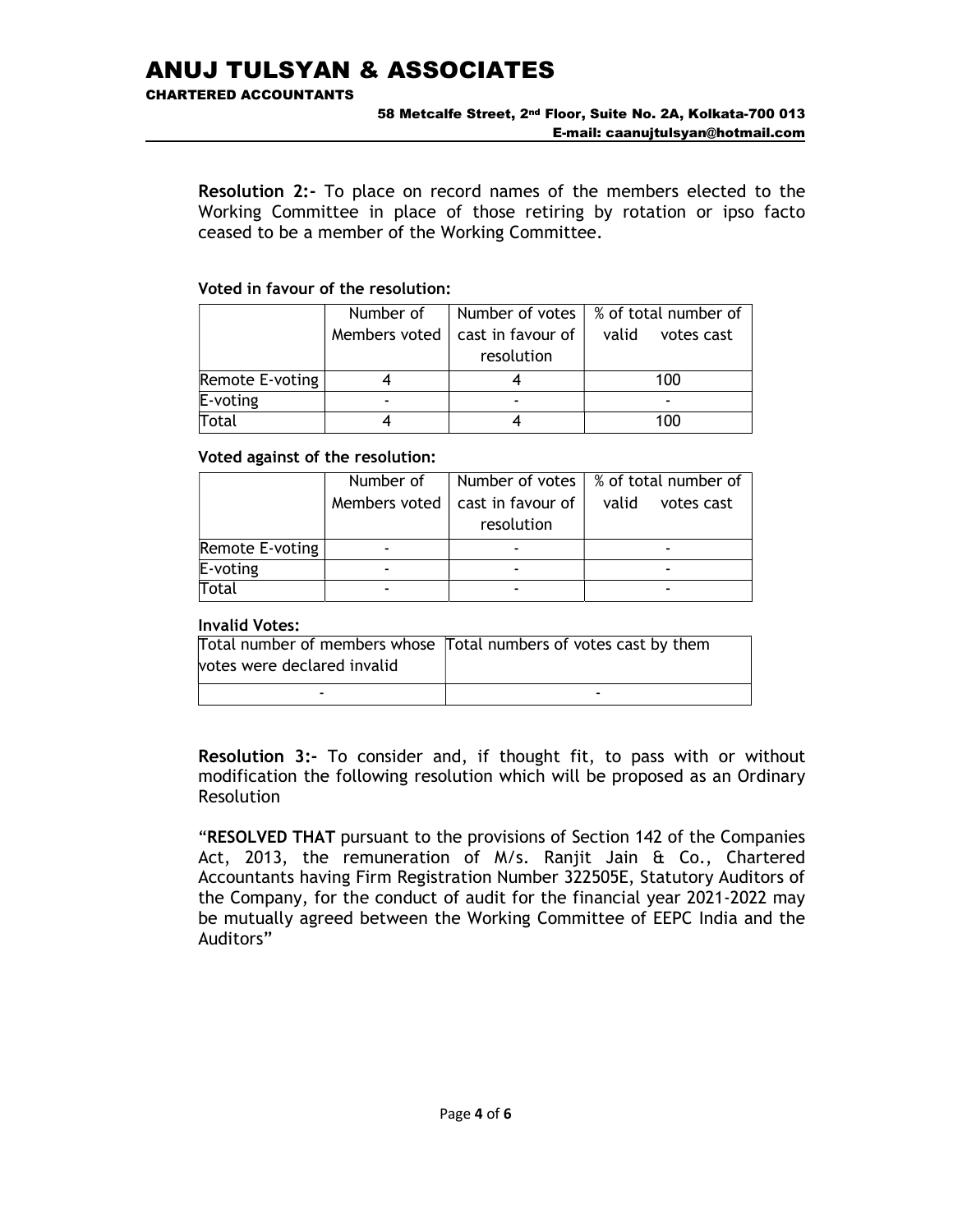**Resolution 2:-** To place on record names of the members elected to the Working Committee in place of those retiring by rotation or ipso facto ceased to be a member of the Working Committee.

**Voted in favour of the resolution:**

| | Number of Members voted | Number of votes cast in favour of resolution | % of total number of valid votes cast |
|---|---|---|---|
| Remote E-voting | 4 | 4 | 100 |
| E-voting | - | - | - |
| Total | 4 | 4 | 100 |

**Voted against of the resolution:**

| | Number of Members voted | Number of votes cast in favour of resolution | % of total number of valid votes cast |
|---|---|---|---|
| Remote E-voting | - | - | - |
| E-voting | - | - | - |
| Total | - | - | - |

**Invalid Votes:**

| Total number of members whose votes were declared invalid | Total numbers of votes cast by them |
|---|---|
| - | - |

**Resolution 3:-** To consider and, if thought fit, to pass with or without modification the following resolution which will be proposed as an Ordinary Resolution

"**RESOLVED THAT** pursuant to the provisions of Section 142 of the Companies Act, 2013, the remuneration of M/s. Ranjit Jain & Co., Chartered Accountants having Firm Registration Number 322505E, Statutory Auditors of the Company, for the conduct of audit for the financial year 2021-2022 may be mutually agreed between the Working Committee of EEPC India and the Auditors"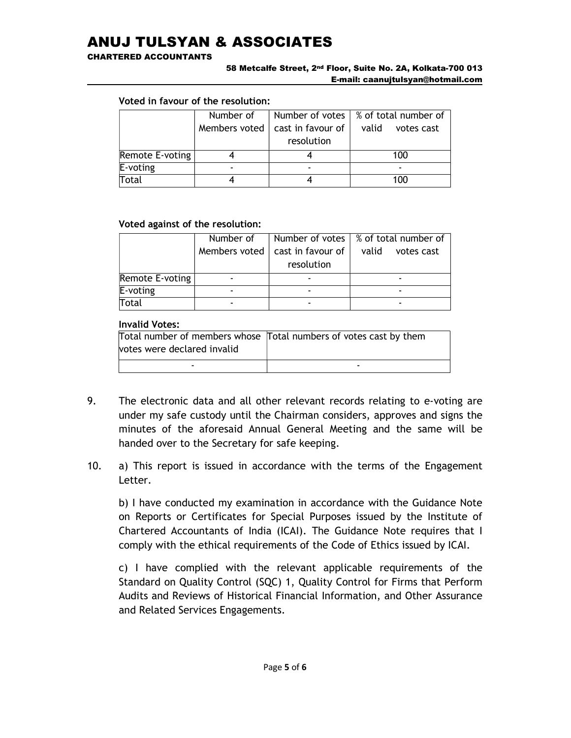**Voted in favour of the resolution:**

| | Number of Members voted | Number of votes cast in favour of resolution | % of total number of valid votes cast |
|---|---|---|---|
| Remote E-voting | 4 | 4 | 100 |
| E-voting | - | - | - |
| Total | 4 | 4 | 100 |

**Voted against of the resolution:**

| | Number of Members voted | Number of votes cast in favour of resolution | % of total number of valid votes cast |
|---|---|---|---|
| Remote E-voting | - | - | - |
| E-voting | - | - | - |
| Total | - | - | - |

**Invalid Votes:**

| Total number of members whose votes were declared invalid | Total numbers of votes cast by them |
|---|---|
| - | - |

9. The electronic data and all other relevant records relating to e-voting are under my safe custody until the Chairman considers, approves and signs the minutes of the aforesaid Annual General Meeting and the same will be handed over to the Secretary for safe keeping.

10. a) This report is issued in accordance with the terms of the Engagement Letter.

    b) I have conducted my examination in accordance with the Guidance Note on Reports or Certificates for Special Purposes issued by the Institute of Chartered Accountants of India (ICAI). The Guidance Note requires that I comply with the ethical requirements of the Code of Ethics issued by ICAI.

    c) I have complied with the relevant applicable requirements of the Standard on Quality Control (SQC) 1, Quality Control for Firms that Perform Audits and Reviews of Historical Financial Information, and Other Assurance and Related Services Engagements.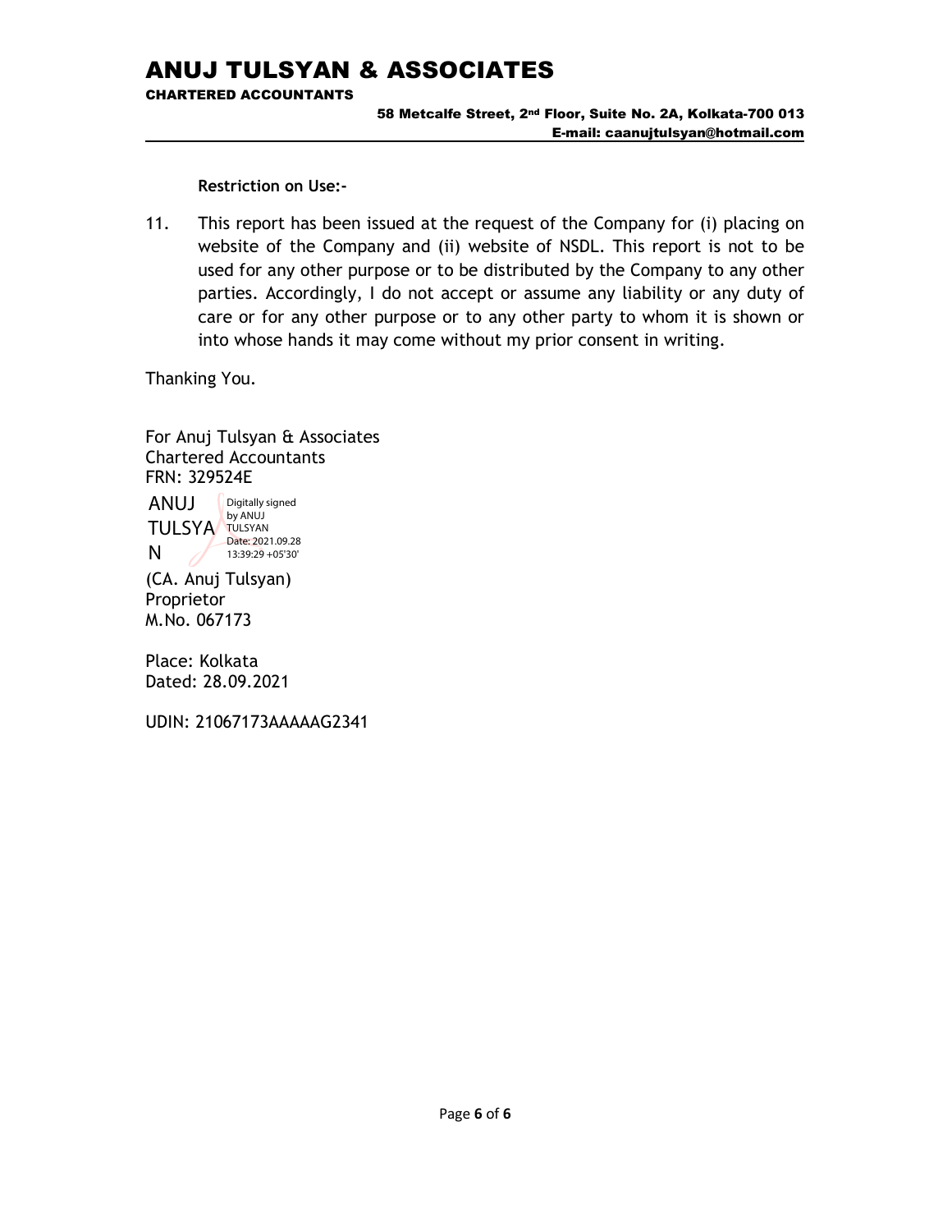**Restriction on Use:-**

11. This report has been issued at the request of the Company for (i) placing on website of the Company and (ii) website of NSDL. This report is not to be used for any other purpose or to be distributed by the Company to any other parties. Accordingly, I do not accept or assume any liability or any duty of care or for any other purpose or to any other party to whom it is shown or into whose hands it may come without my prior consent in writing.

Thanking You.

For Anuj Tulsyan & Associates
Chartered Accountants
FRN: 329524E

ANUJ TULSYAN
Digitally signed by ANUJ TULSYAN
Date: 2021.09.28 13:39:29 +05'30'

(CA. Anuj Tulsyan)
Proprietor
M.No. 067173

Place: Kolkata
Dated: 28.09.2021

UDIN: 21067173AAAAAG2341